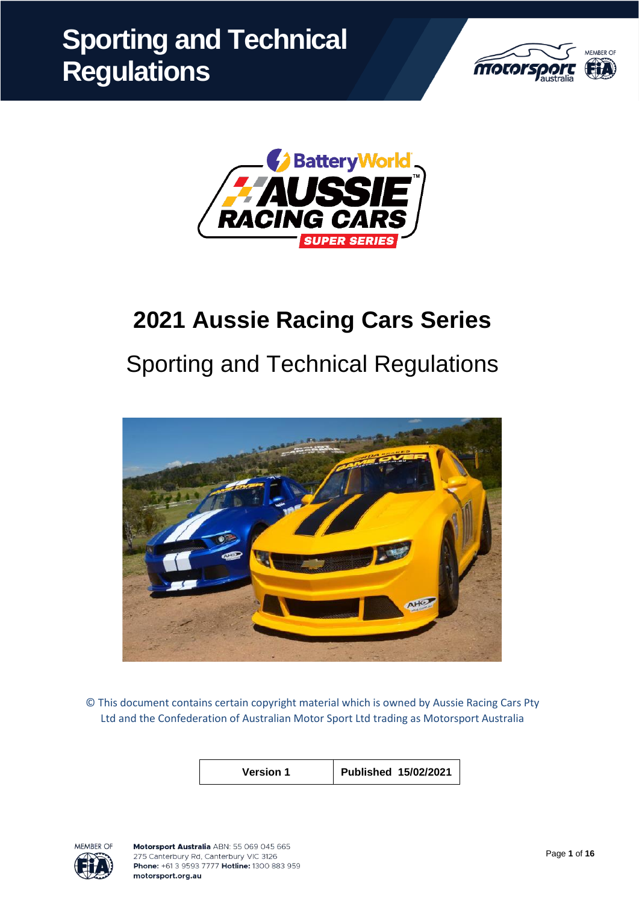# Sporting and Technical Regulations

# 2021 Aussie Racing Cars Series

## Sporting and Technical Regulations

© This document contains certain copyright material which is owned by Aussie Racing Cars Pty Ltd and the Confederation of Australian Motor Sport Ltd trading as Motorsport Australia

| Version 1 | Published 15/02/2021 |
|---|---|

**Motorsport Australia** ABN: 55 069 045 665
275 Canterbury Rd, Canterbury VIC 3126
**Phone:** +61 3 9593 7777 **Hotline:** 1300 883 959
**motorsport.org.au**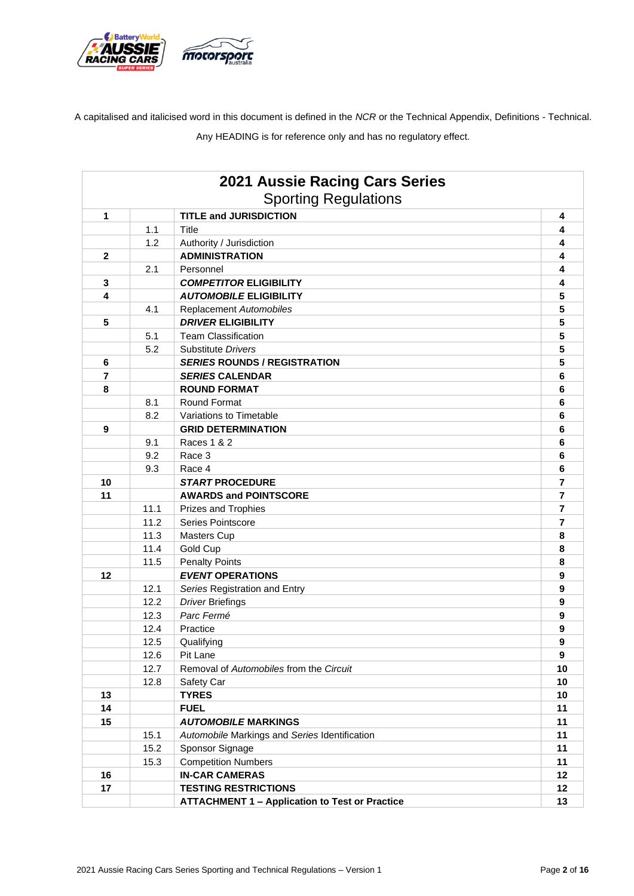A capitalised and italicised word in this document is defined in the *NCR* or the Technical Appendix, Definitions - Technical.

Any HEADING is for reference only and has no regulatory effect.

| **2021 Aussie Racing Cars Series**<br>Sporting Regulations | | | |
|---|---|---|---|
| **1** | | **TITLE and JURISDICTION** | **4** |
| | 1.1 | Title | **4** |
| | 1.2 | Authority / Jurisdiction | **4** |
| **2** | | **ADMINISTRATION** | **4** |
| | 2.1 | Personnel | **4** |
| **3** | | ***COMPETITOR* ELIGIBILITY** | **4** |
| **4** | | ***AUTOMOBILE* ELIGIBILITY** | **5** |
| | 4.1 | Replacement *Automobiles* | **5** |
| **5** | | ***DRIVER* ELIGIBILITY** | **5** |
| | 5.1 | Team Classification | **5** |
| | 5.2 | Substitute *Drivers* | **5** |
| **6** | | ***SERIES* ROUNDS / REGISTRATION** | **5** |
| **7** | | ***SERIES* CALENDAR** | **6** |
| **8** | | **ROUND FORMAT** | **6** |
| | 8.1 | Round Format | **6** |
| | 8.2 | Variations to Timetable | **6** |
| **9** | | **GRID DETERMINATION** | **6** |
| | 9.1 | Races 1 & 2 | **6** |
| | 9.2 | Race 3 | **6** |
| | 9.3 | Race 4 | **6** |
| **10** | | ***START* PROCEDURE** | **7** |
| **11** | | **AWARDS and POINTSCORE** | **7** |
| | 11.1 | Prizes and Trophies | **7** |
| | 11.2 | Series Pointscore | **7** |
| | 11.3 | Masters Cup | **8** |
| | 11.4 | Gold Cup | **8** |
| | 11.5 | Penalty Points | **8** |
| **12** | | ***EVENT* OPERATIONS** | **9** |
| | 12.1 | *Series* Registration and Entry | **9** |
| | 12.2 | *Driver* Briefings | **9** |
| | 12.3 | *Parc Fermé* | **9** |
| | 12.4 | Practice | **9** |
| | 12.5 | Qualifying | **9** |
| | 12.6 | Pit Lane | **9** |
| | 12.7 | Removal of *Automobiles* from the *Circuit* | **10** |
| | 12.8 | Safety Car | **10** |
| **13** | | **TYRES** | **10** |
| **14** | | **FUEL** | **11** |
| **15** | | ***AUTOMOBILE* MARKINGS** | **11** |
| | 15.1 | *Automobile* Markings and *Series* Identification | **11** |
| | 15.2 | Sponsor Signage | **11** |
| | 15.3 | Competition Numbers | **11** |
| **16** | | **IN-CAR CAMERAS** | **12** |
| **17** | | **TESTING RESTRICTIONS** | **12** |
| | | **ATTACHMENT 1 – Application to Test or Practice** | **13** |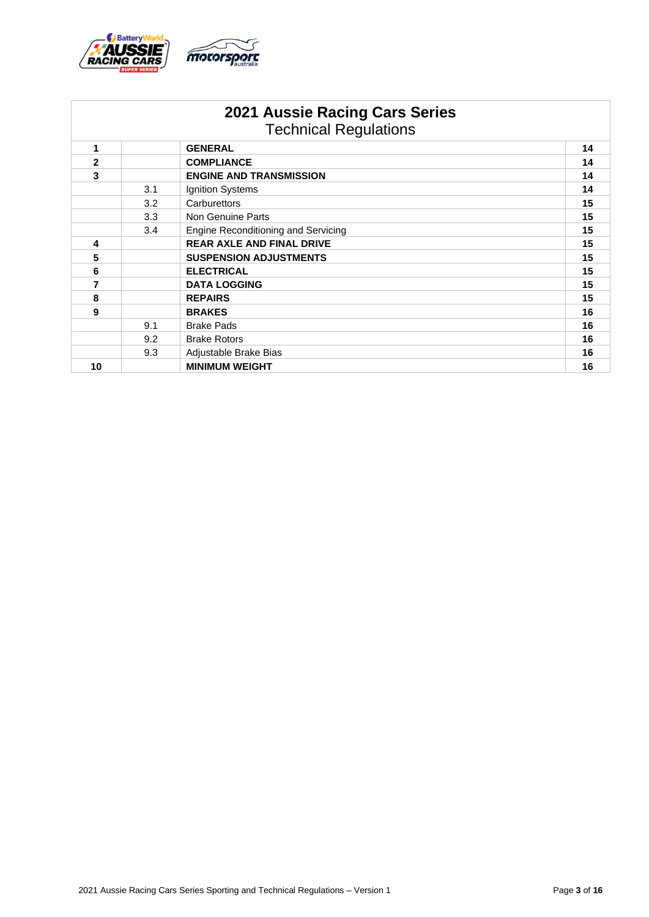# 2021 Aussie Racing Cars Series

## Technical Regulations

| | | | |
|---|---|---|---|
| **1** | | **GENERAL** | **14** |
| **2** | | **COMPLIANCE** | **14** |
| **3** | | **ENGINE AND TRANSMISSION** | **14** |
| | 3.1 | Ignition Systems | **14** |
| | 3.2 | Carburettors | **15** |
| | 3.3 | Non Genuine Parts | **15** |
| | 3.4 | Engine Reconditioning and Servicing | **15** |
| **4** | | **REAR AXLE AND FINAL DRIVE** | **15** |
| **5** | | **SUSPENSION ADJUSTMENTS** | **15** |
| **6** | | **ELECTRICAL** | **15** |
| **7** | | **DATA LOGGING** | **15** |
| **8** | | **REPAIRS** | **15** |
| **9** | | **BRAKES** | **16** |
| | 9.1 | Brake Pads | **16** |
| | 9.2 | Brake Rotors | **16** |
| | 9.3 | Adjustable Brake Bias | **16** |
| **10** | | **MINIMUM WEIGHT** | **16** |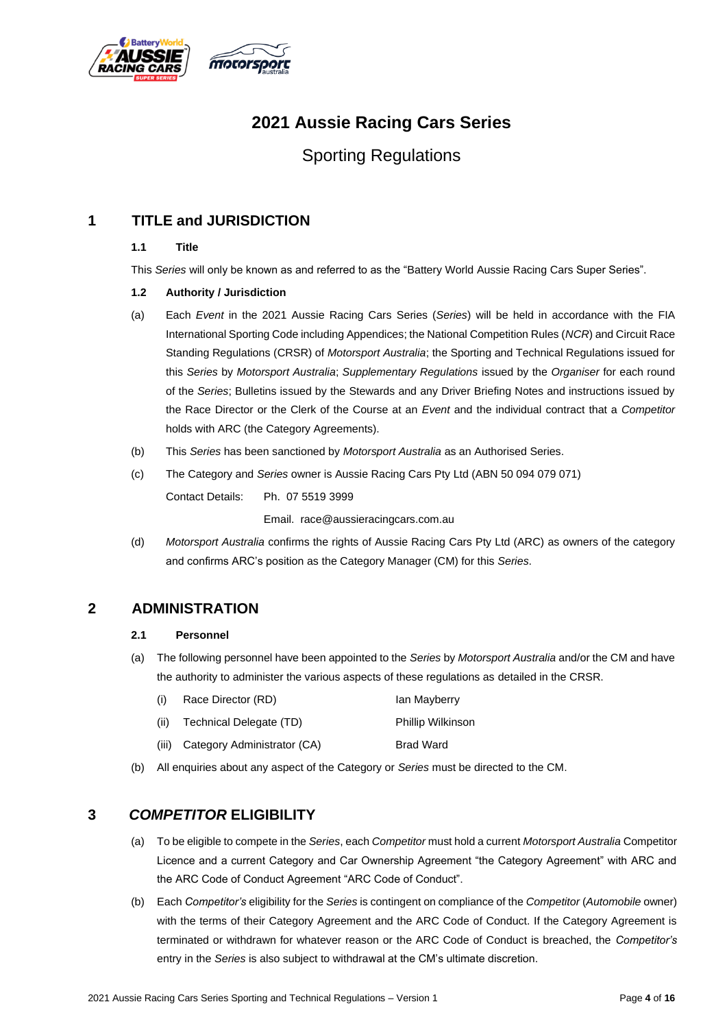# 2021 Aussie Racing Cars Series

## Sporting Regulations

## 1 TITLE and JURISDICTION

### 1.1 Title

This *Series* will only be known as and referred to as the “Battery World Aussie Racing Cars Super Series”.

### 1.2 Authority / Jurisdiction

(a) Each *Event* in the 2021 Aussie Racing Cars Series (*Series*) will be held in accordance with the FIA International Sporting Code including Appendices; the National Competition Rules (*NCR*) and Circuit Race Standing Regulations (CRSR) of *Motorsport Australia*; the Sporting and Technical Regulations issued for this *Series* by *Motorsport Australia*; *Supplementary Regulations* issued by the *Organiser* for each round of the *Series*; Bulletins issued by the Stewards and any Driver Briefing Notes and instructions issued by the Race Director or the Clerk of the Course at an *Event* and the individual contract that a *Competitor* holds with ARC (the Category Agreements).

(b) This *Series* has been sanctioned by *Motorsport Australia* as an Authorised Series.

(c) The Category and *Series* owner is Aussie Racing Cars Pty Ltd (ABN 50 094 079 071)

Contact Details: Ph. 07 5519 3999

Email. race@aussieracingcars.com.au

(d) *Motorsport Australia* confirms the rights of Aussie Racing Cars Pty Ltd (ARC) as owners of the category and confirms ARC’s position as the Category Manager (CM) for this *Series*.

## 2 ADMINISTRATION

### 2.1 Personnel

(a) The following personnel have been appointed to the *Series* by *Motorsport Australia* and/or the CM and have the authority to administer the various aspects of these regulations as detailed in the CRSR.

(i) Race Director (RD) — Ian Mayberry

(ii) Technical Delegate (TD) — Phillip Wilkinson

(iii) Category Administrator (CA) — Brad Ward

(b) All enquiries about any aspect of the Category or *Series* must be directed to the CM.

## 3 *COMPETITOR* ELIGIBILITY

(a) To be eligible to compete in the *Series*, each *Competitor* must hold a current *Motorsport Australia* Competitor Licence and a current Category and Car Ownership Agreement “the Category Agreement” with ARC and the ARC Code of Conduct Agreement “ARC Code of Conduct”.

(b) Each *Competitor’s* eligibility for the *Series* is contingent on compliance of the *Competitor* (*Automobile* owner) with the terms of their Category Agreement and the ARC Code of Conduct. If the Category Agreement is terminated or withdrawn for whatever reason or the ARC Code of Conduct is breached, the *Competitor’s* entry in the *Series* is also subject to withdrawal at the CM’s ultimate discretion.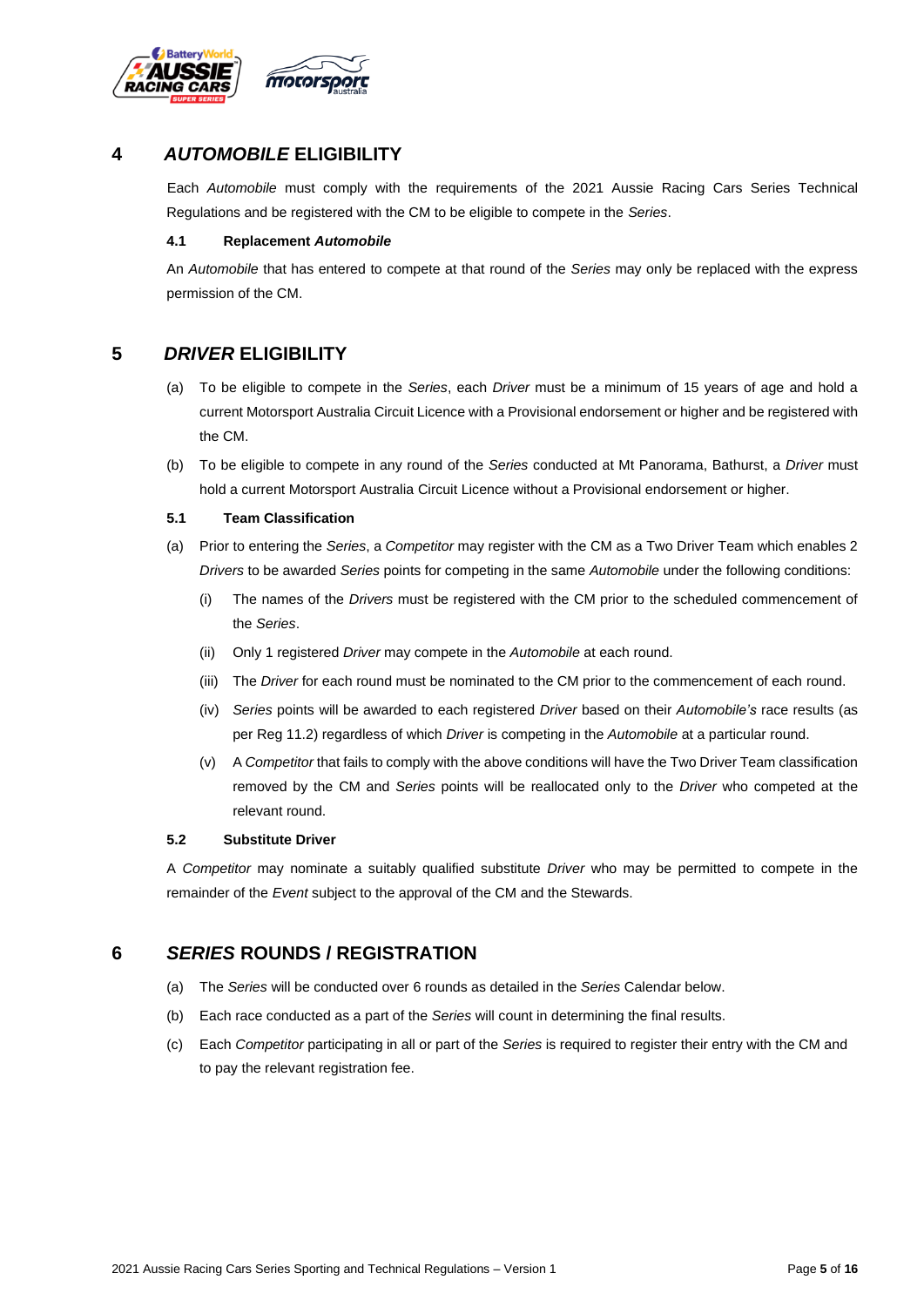# 4 *AUTOMOBILE* ELIGIBILITY

Each *Automobile* must comply with the requirements of the 2021 Aussie Racing Cars Series Technical Regulations and be registered with the CM to be eligible to compete in the *Series*.

### 4.1 Replacement *Automobile*

An *Automobile* that has entered to compete at that round of the *Series* may only be replaced with the express permission of the CM.

# 5 *DRIVER* ELIGIBILITY

(a) To be eligible to compete in the *Series*, each *Driver* must be a minimum of 15 years of age and hold a current Motorsport Australia Circuit Licence with a Provisional endorsement or higher and be registered with the CM.

(b) To be eligible to compete in any round of the *Series* conducted at Mt Panorama, Bathurst, a *Driver* must hold a current Motorsport Australia Circuit Licence without a Provisional endorsement or higher.

### 5.1 Team Classification

(a) Prior to entering the *Series*, a *Competitor* may register with the CM as a Two Driver Team which enables 2 *Drivers* to be awarded *Series* points for competing in the same *Automobile* under the following conditions:

  (i) The names of the *Drivers* must be registered with the CM prior to the scheduled commencement of the *Series*.

  (ii) Only 1 registered *Driver* may compete in the *Automobile* at each round.

  (iii) The *Driver* for each round must be nominated to the CM prior to the commencement of each round.

  (iv) *Series* points will be awarded to each registered *Driver* based on their *Automobile's* race results (as per Reg 11.2) regardless of which *Driver* is competing in the *Automobile* at a particular round.

  (v) A *Competitor* that fails to comply with the above conditions will have the Two Driver Team classification removed by the CM and *Series* points will be reallocated only to the *Driver* who competed at the relevant round.

### 5.2 Substitute Driver

A *Competitor* may nominate a suitably qualified substitute *Driver* who may be permitted to compete in the remainder of the *Event* subject to the approval of the CM and the Stewards.

# 6 *SERIES* ROUNDS / REGISTRATION

(a) The *Series* will be conducted over 6 rounds as detailed in the *Series* Calendar below.

(b) Each race conducted as a part of the *Series* will count in determining the final results.

(c) Each *Competitor* participating in all or part of the *Series* is required to register their entry with the CM and to pay the relevant registration fee.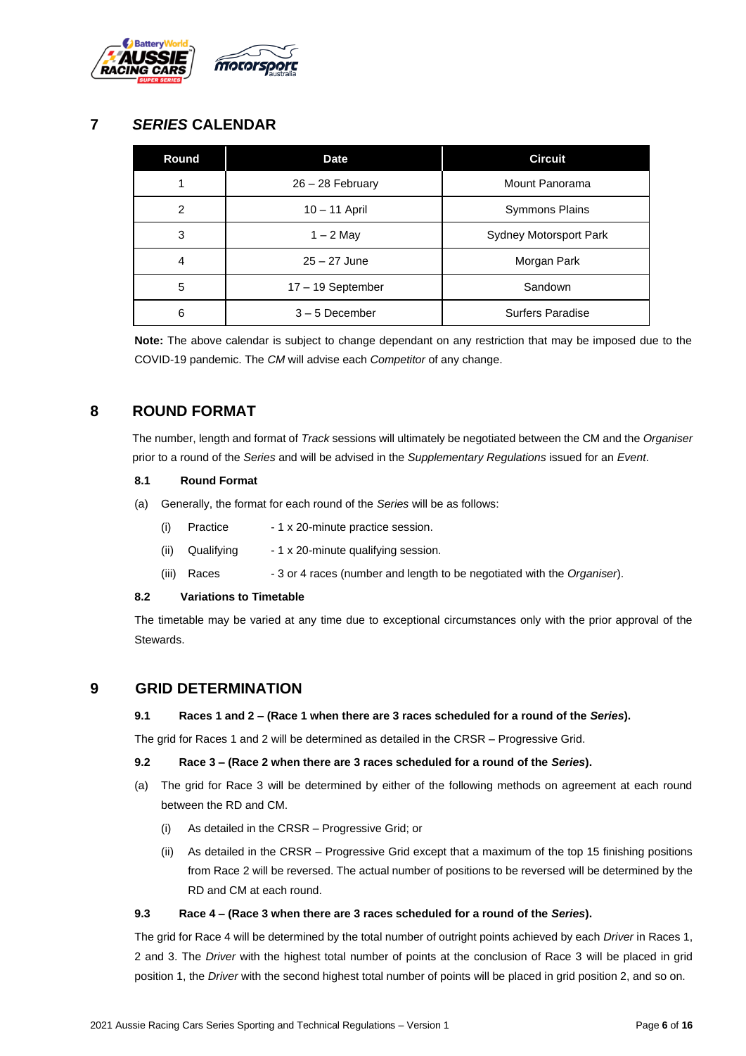## 7 *SERIES* CALENDAR

| Round | Date | Circuit |
|---|---|---|
| 1 | 26 – 28 February | Mount Panorama |
| 2 | 10 – 11 April | Symmons Plains |
| 3 | 1 – 2 May | Sydney Motorsport Park |
| 4 | 25 – 27 June | Morgan Park |
| 5 | 17 – 19 September | Sandown |
| 6 | 3 – 5 December | Surfers Paradise |

**Note:** The above calendar is subject to change dependant on any restriction that may be imposed due to the COVID-19 pandemic. The *CM* will advise each *Competitor* of any change.

## 8 ROUND FORMAT

The number, length and format of *Track* sessions will ultimately be negotiated between the CM and the *Organiser* prior to a round of the *Series* and will be advised in the *Supplementary Regulations* issued for an *Event*.

### 8.1 Round Format

(a) Generally, the format for each round of the *Series* will be as follows:

- (i) Practice - 1 x 20-minute practice session.
- (ii) Qualifying - 1 x 20-minute qualifying session.
- (iii) Races - 3 or 4 races (number and length to be negotiated with the *Organiser*).

### 8.2 Variations to Timetable

The timetable may be varied at any time due to exceptional circumstances only with the prior approval of the Stewards.

## 9 GRID DETERMINATION

### 9.1 Races 1 and 2 – (Race 1 when there are 3 races scheduled for a round of the *Series*).

The grid for Races 1 and 2 will be determined as detailed in the CRSR – Progressive Grid.

### 9.2 Race 3 – (Race 2 when there are 3 races scheduled for a round of the *Series*).

(a) The grid for Race 3 will be determined by either of the following methods on agreement at each round between the RD and CM.

- (i) As detailed in the CRSR – Progressive Grid; or
- (ii) As detailed in the CRSR – Progressive Grid except that a maximum of the top 15 finishing positions from Race 2 will be reversed. The actual number of positions to be reversed will be determined by the RD and CM at each round.

### 9.3 Race 4 – (Race 3 when there are 3 races scheduled for a round of the *Series*).

The grid for Race 4 will be determined by the total number of outright points achieved by each *Driver* in Races 1, 2 and 3. The *Driver* with the highest total number of points at the conclusion of Race 3 will be placed in grid position 1, the *Driver* with the second highest total number of points will be placed in grid position 2, and so on.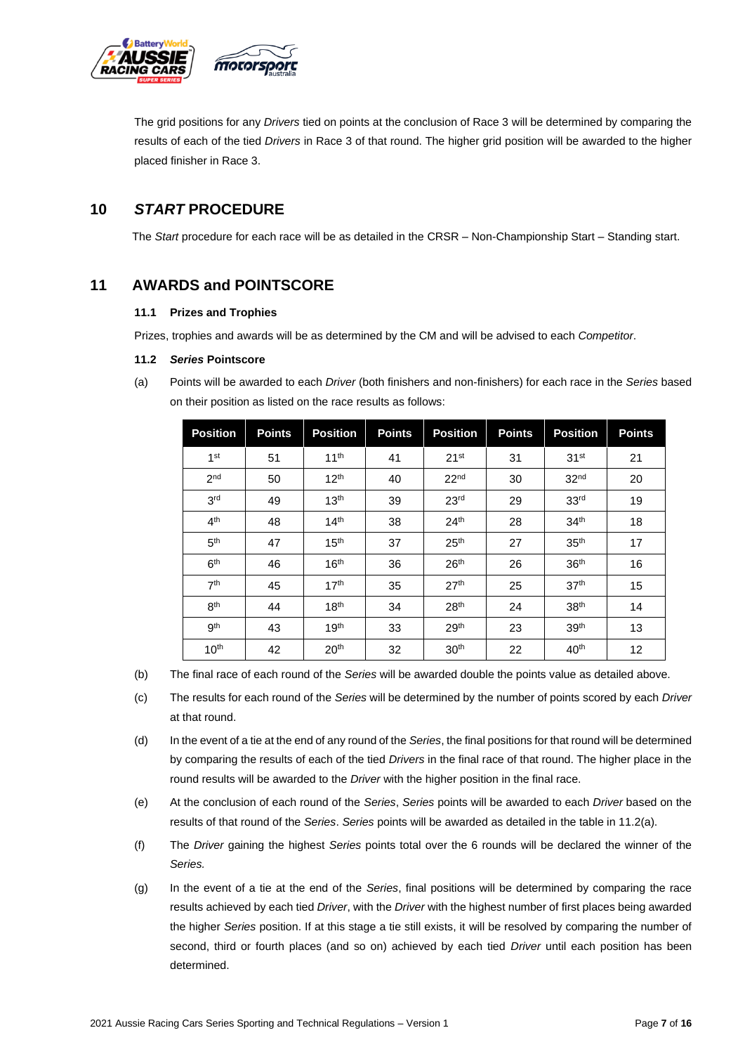The grid positions for any *Drivers* tied on points at the conclusion of Race 3 will be determined by comparing the results of each of the tied *Drivers* in Race 3 of that round. The higher grid position will be awarded to the higher placed finisher in Race 3.

## 10 *START* PROCEDURE

The *Start* procedure for each race will be as detailed in the CRSR – Non-Championship Start – Standing start.

## 11 AWARDS and POINTSCORE

### 11.1 Prizes and Trophies

Prizes, trophies and awards will be as determined by the CM and will be advised to each *Competitor*.

### 11.2 *Series* Pointscore

(a) Points will be awarded to each *Driver* (both finishers and non-finishers) for each race in the *Series* based on their position as listed on the race results as follows:

| Position | Points | Position | Points | Position | Points | Position | Points |
|---|---|---|---|---|---|---|---|
| 1st | 51 | 11th | 41 | 21st | 31 | 31st | 21 |
| 2nd | 50 | 12th | 40 | 22nd | 30 | 32nd | 20 |
| 3rd | 49 | 13th | 39 | 23rd | 29 | 33rd | 19 |
| 4th | 48 | 14th | 38 | 24th | 28 | 34th | 18 |
| 5th | 47 | 15th | 37 | 25th | 27 | 35th | 17 |
| 6th | 46 | 16th | 36 | 26th | 26 | 36th | 16 |
| 7th | 45 | 17th | 35 | 27th | 25 | 37th | 15 |
| 8th | 44 | 18th | 34 | 28th | 24 | 38th | 14 |
| 9th | 43 | 19th | 33 | 29th | 23 | 39th | 13 |
| 10th | 42 | 20th | 32 | 30th | 22 | 40th | 12 |

(b) The final race of each round of the *Series* will be awarded double the points value as detailed above.

(c) The results for each round of the *Series* will be determined by the number of points scored by each *Driver* at that round.

(d) In the event of a tie at the end of any round of the *Series*, the final positions for that round will be determined by comparing the results of each of the tied *Drivers* in the final race of that round. The higher place in the round results will be awarded to the *Driver* with the higher position in the final race.

(e) At the conclusion of each round of the *Series*, *Series* points will be awarded to each *Driver* based on the results of that round of the *Series*. *Series* points will be awarded as detailed in the table in 11.2(a).

(f) The *Driver* gaining the highest *Series* points total over the 6 rounds will be declared the winner of the *Series.*

(g) In the event of a tie at the end of the *Series*, final positions will be determined by comparing the race results achieved by each tied *Driver*, with the *Driver* with the highest number of first places being awarded the higher *Series* position. If at this stage a tie still exists, it will be resolved by comparing the number of second, third or fourth places (and so on) achieved by each tied *Driver* until each position has been determined.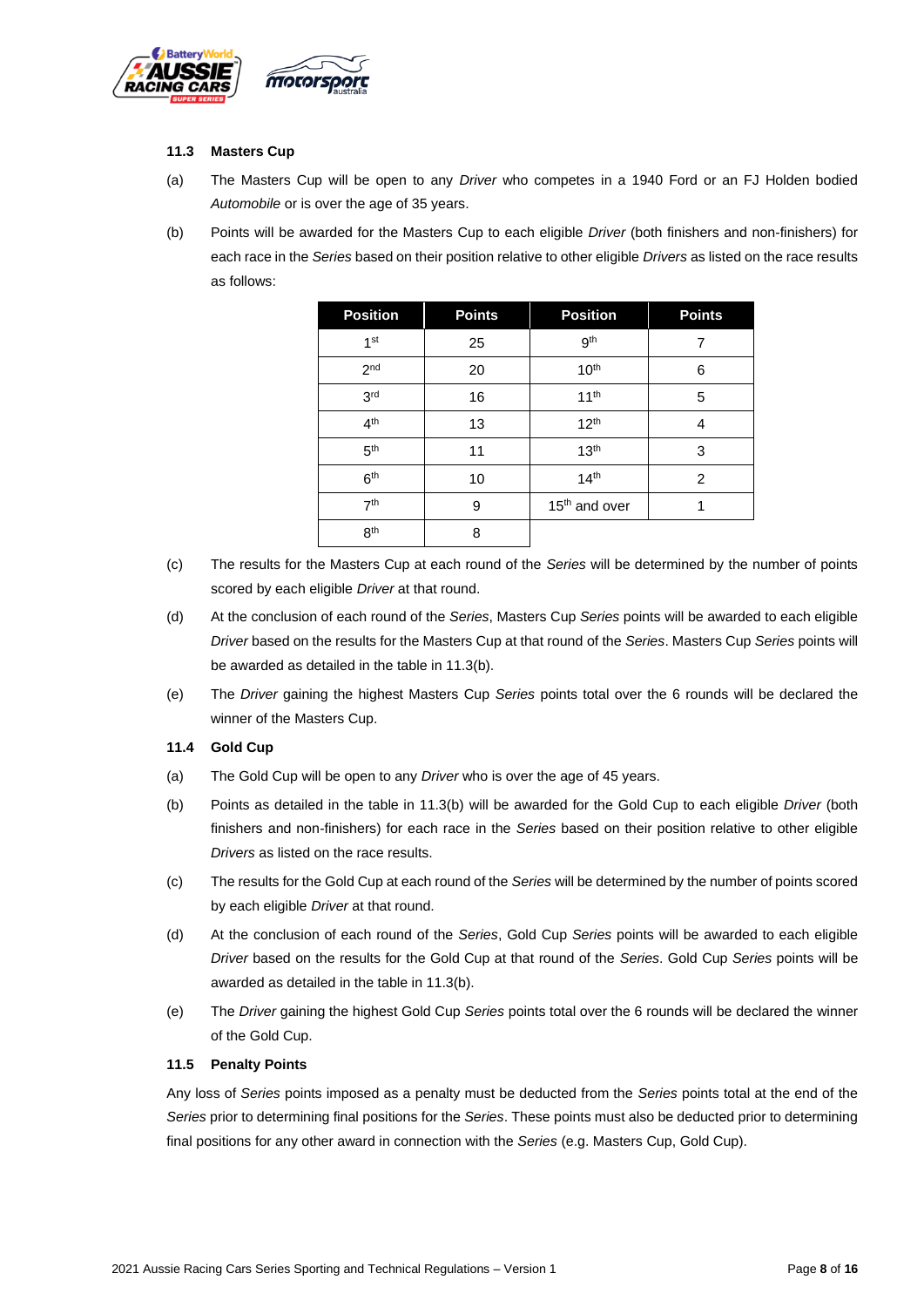### 11.3 Masters Cup

(a) The Masters Cup will be open to any *Driver* who competes in a 1940 Ford or an FJ Holden bodied *Automobile* or is over the age of 35 years.

(b) Points will be awarded for the Masters Cup to each eligible *Driver* (both finishers and non-finishers) for each race in the *Series* based on their position relative to other eligible *Drivers* as listed on the race results as follows:

| Position | Points | Position | Points |
|---|---|---|---|
| 1st | 25 | 9th | 7 |
| 2nd | 20 | 10th | 6 |
| 3rd | 16 | 11th | 5 |
| 4th | 13 | 12th | 4 |
| 5th | 11 | 13th | 3 |
| 6th | 10 | 14th | 2 |
| 7th | 9 | 15th and over | 1 |
| 8th | 8 | | |

(c) The results for the Masters Cup at each round of the *Series* will be determined by the number of points scored by each eligible *Driver* at that round.

(d) At the conclusion of each round of the *Series*, Masters Cup *Series* points will be awarded to each eligible *Driver* based on the results for the Masters Cup at that round of the *Series*. Masters Cup *Series* points will be awarded as detailed in the table in 11.3(b).

(e) The *Driver* gaining the highest Masters Cup *Series* points total over the 6 rounds will be declared the winner of the Masters Cup.

### 11.4 Gold Cup

(a) The Gold Cup will be open to any *Driver* who is over the age of 45 years.

(b) Points as detailed in the table in 11.3(b) will be awarded for the Gold Cup to each eligible *Driver* (both finishers and non-finishers) for each race in the *Series* based on their position relative to other eligible *Drivers* as listed on the race results.

(c) The results for the Gold Cup at each round of the *Series* will be determined by the number of points scored by each eligible *Driver* at that round.

(d) At the conclusion of each round of the *Series*, Gold Cup *Series* points will be awarded to each eligible *Driver* based on the results for the Gold Cup at that round of the *Series*. Gold Cup *Series* points will be awarded as detailed in the table in 11.3(b).

(e) The *Driver* gaining the highest Gold Cup *Series* points total over the 6 rounds will be declared the winner of the Gold Cup.

### 11.5 Penalty Points

Any loss of *Series* points imposed as a penalty must be deducted from the *Series* points total at the end of the *Series* prior to determining final positions for the *Series*. These points must also be deducted prior to determining final positions for any other award in connection with the *Series* (e.g. Masters Cup, Gold Cup).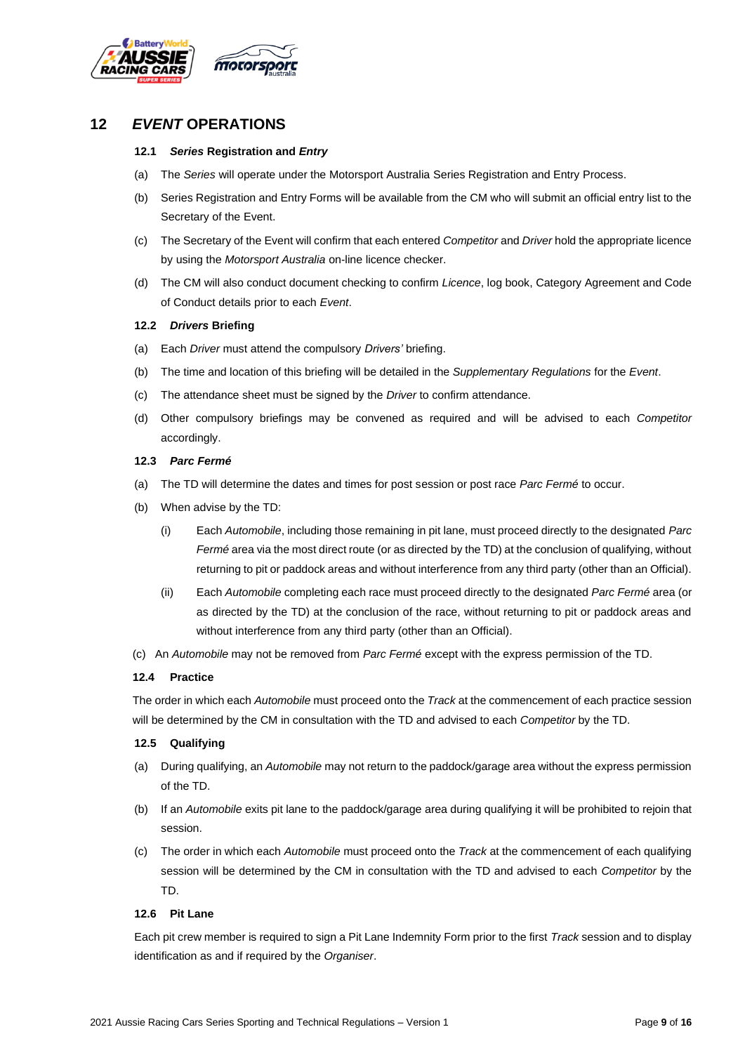# 12 *EVENT* OPERATIONS

### 12.1 *Series* Registration and *Entry*

(a) The *Series* will operate under the Motorsport Australia Series Registration and Entry Process.

(b) Series Registration and Entry Forms will be available from the CM who will submit an official entry list to the Secretary of the Event.

(c) The Secretary of the Event will confirm that each entered *Competitor* and *Driver* hold the appropriate licence by using the *Motorsport Australia* on-line licence checker.

(d) The CM will also conduct document checking to confirm *Licence*, log book, Category Agreement and Code of Conduct details prior to each *Event*.

### 12.2 *Drivers* Briefing

(a) Each *Driver* must attend the compulsory *Drivers'* briefing.

(b) The time and location of this briefing will be detailed in the *Supplementary Regulations* for the *Event*.

(c) The attendance sheet must be signed by the *Driver* to confirm attendance.

(d) Other compulsory briefings may be convened as required and will be advised to each *Competitor* accordingly.

### 12.3 *Parc Fermé*

(a) The TD will determine the dates and times for post session or post race *Parc Fermé* to occur.

(b) When advise by the TD:

(i) Each *Automobile*, including those remaining in pit lane, must proceed directly to the designated *Parc Fermé* area via the most direct route (or as directed by the TD) at the conclusion of qualifying, without returning to pit or paddock areas and without interference from any third party (other than an Official).

(ii) Each *Automobile* completing each race must proceed directly to the designated *Parc Fermé* area (or as directed by the TD) at the conclusion of the race, without returning to pit or paddock areas and without interference from any third party (other than an Official).

(c) An *Automobile* may not be removed from *Parc Fermé* except with the express permission of the TD.

### 12.4 Practice

The order in which each *Automobile* must proceed onto the *Track* at the commencement of each practice session will be determined by the CM in consultation with the TD and advised to each *Competitor* by the TD.

### 12.5 Qualifying

(a) During qualifying, an *Automobile* may not return to the paddock/garage area without the express permission of the TD.

(b) If an *Automobile* exits pit lane to the paddock/garage area during qualifying it will be prohibited to rejoin that session.

(c) The order in which each *Automobile* must proceed onto the *Track* at the commencement of each qualifying session will be determined by the CM in consultation with the TD and advised to each *Competitor* by the TD.

### 12.6 Pit Lane

Each pit crew member is required to sign a Pit Lane Indemnity Form prior to the first *Track* session and to display identification as and if required by the *Organiser*.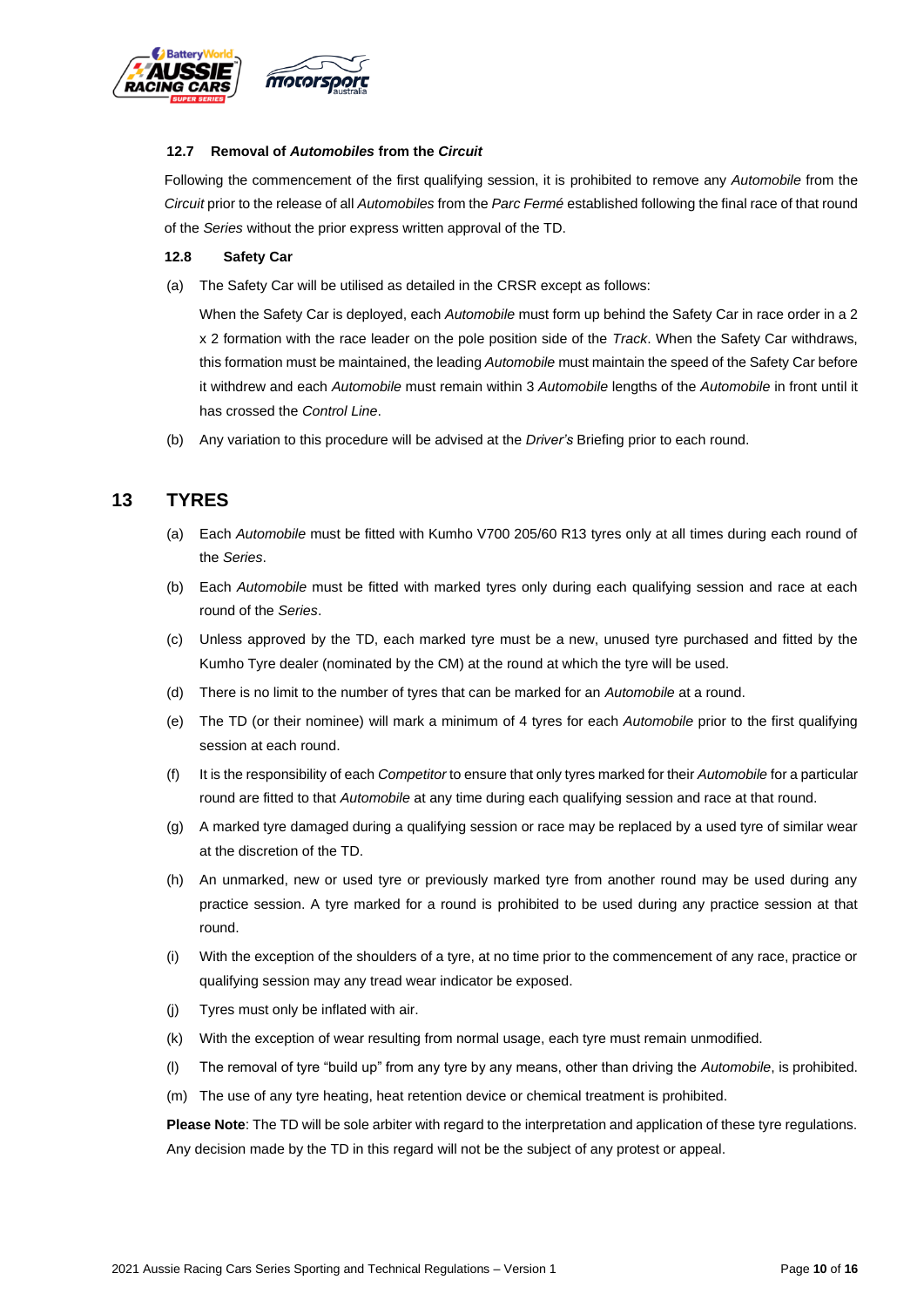### 12.7 Removal of *Automobiles* from the *Circuit*

Following the commencement of the first qualifying session, it is prohibited to remove any *Automobile* from the *Circuit* prior to the release of all *Automobiles* from the *Parc Fermé* established following the final race of that round of the *Series* without the prior express written approval of the TD.

### 12.8 Safety Car

(a) The Safety Car will be utilised as detailed in the CRSR except as follows:

When the Safety Car is deployed, each *Automobile* must form up behind the Safety Car in race order in a 2 x 2 formation with the race leader on the pole position side of the *Track*. When the Safety Car withdraws, this formation must be maintained, the leading *Automobile* must maintain the speed of the Safety Car before it withdrew and each *Automobile* must remain within 3 *Automobile* lengths of the *Automobile* in front until it has crossed the *Control Line*.

(b) Any variation to this procedure will be advised at the *Driver's* Briefing prior to each round.

## 13 TYRES

(a) Each *Automobile* must be fitted with Kumho V700 205/60 R13 tyres only at all times during each round of the *Series*.

(b) Each *Automobile* must be fitted with marked tyres only during each qualifying session and race at each round of the *Series*.

(c) Unless approved by the TD, each marked tyre must be a new, unused tyre purchased and fitted by the Kumho Tyre dealer (nominated by the CM) at the round at which the tyre will be used.

(d) There is no limit to the number of tyres that can be marked for an *Automobile* at a round.

(e) The TD (or their nominee) will mark a minimum of 4 tyres for each *Automobile* prior to the first qualifying session at each round.

(f) It is the responsibility of each *Competitor* to ensure that only tyres marked for their *Automobile* for a particular round are fitted to that *Automobile* at any time during each qualifying session and race at that round.

(g) A marked tyre damaged during a qualifying session or race may be replaced by a used tyre of similar wear at the discretion of the TD.

(h) An unmarked, new or used tyre or previously marked tyre from another round may be used during any practice session. A tyre marked for a round is prohibited to be used during any practice session at that round.

(i) With the exception of the shoulders of a tyre, at no time prior to the commencement of any race, practice or qualifying session may any tread wear indicator be exposed.

(j) Tyres must only be inflated with air.

(k) With the exception of wear resulting from normal usage, each tyre must remain unmodified.

(l) The removal of tyre "build up" from any tyre by any means, other than driving the *Automobile*, is prohibited.

(m) The use of any tyre heating, heat retention device or chemical treatment is prohibited.

**Please Note**: The TD will be sole arbiter with regard to the interpretation and application of these tyre regulations. Any decision made by the TD in this regard will not be the subject of any protest or appeal.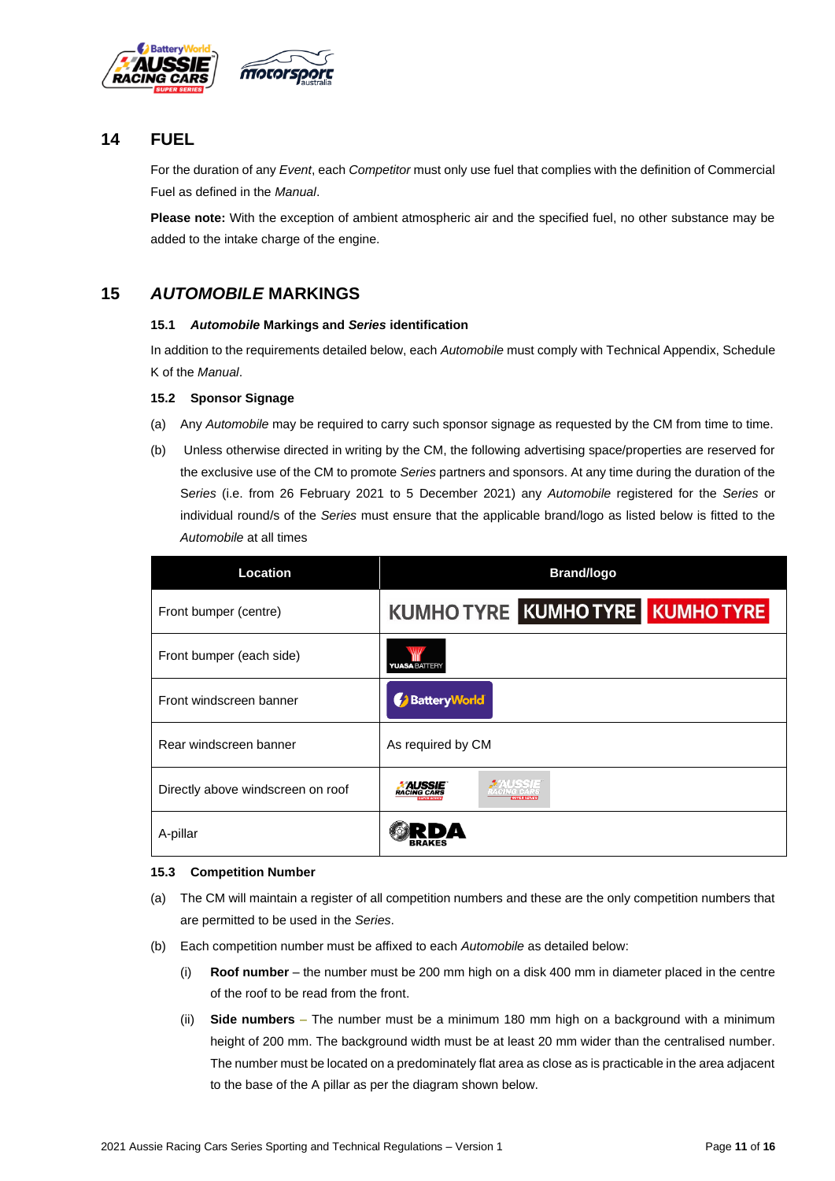## 14 FUEL

For the duration of any *Event*, each *Competitor* must only use fuel that complies with the definition of Commercial Fuel as defined in the *Manual*.

**Please note:** With the exception of ambient atmospheric air and the specified fuel, no other substance may be added to the intake charge of the engine.

## 15 *AUTOMOBILE* MARKINGS

### 15.1 *Automobile* Markings and *Series* identification

In addition to the requirements detailed below, each *Automobile* must comply with Technical Appendix, Schedule K of the *Manual*.

### 15.2 Sponsor Signage

(a) Any *Automobile* may be required to carry such sponsor signage as requested by the CM from time to time.

(b) Unless otherwise directed in writing by the CM, the following advertising space/properties are reserved for the exclusive use of the CM to promote *Series* partners and sponsors. At any time during the duration of the *Series* (i.e. from 26 February 2021 to 5 December 2021) any *Automobile* registered for the *Series* or individual round/s of the *Series* must ensure that the applicable brand/logo as listed below is fitted to the *Automobile* at all times

| Location | Brand/logo |
|---|---|
| Front bumper (centre) | KUMHO TYRE KUMHO TYRE KUMHO TYRE |
| Front bumper (each side) | YUASA BATTERY |
| Front windscreen banner | BatteryWorld |
| Rear windscreen banner | As required by CM |
| Directly above windscreen on roof | AUSSIE RACING CARS SUPER SERIES AUSSIE RACING CARS SUPER SERIES |
| A-pillar | RDA BRAKES |

### 15.3 Competition Number

(a) The CM will maintain a register of all competition numbers and these are the only competition numbers that are permitted to be used in the *Series*.

(b) Each competition number must be affixed to each *Automobile* as detailed below:

(i) **Roof number** – the number must be 200 mm high on a disk 400 mm in diameter placed in the centre of the roof to be read from the front.

(ii) **Side numbers** – The number must be a minimum 180 mm high on a background with a minimum height of 200 mm. The background width must be at least 20 mm wider than the centralised number. The number must be located on a predominately flat area as close as is practicable in the area adjacent to the base of the A pillar as per the diagram shown below.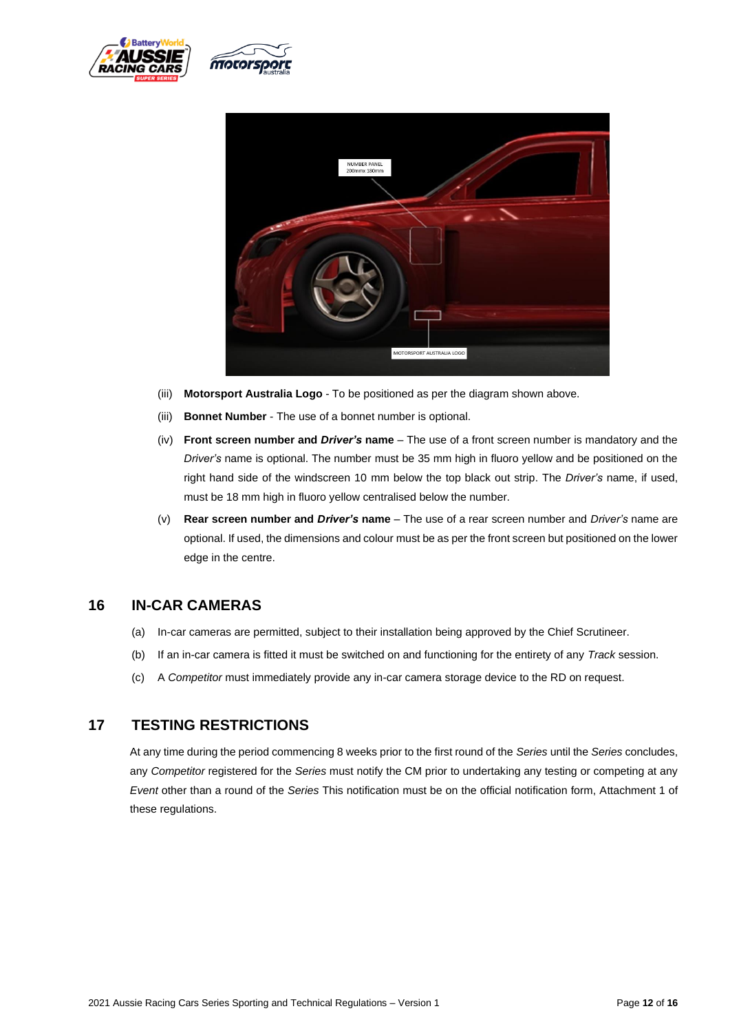(iii) **Motorsport Australia Logo** - To be positioned as per the diagram shown above.

(iii) **Bonnet Number** - The use of a bonnet number is optional.

(iv) **Front screen number and *Driver's* name** – The use of a front screen number is mandatory and the *Driver's* name is optional. The number must be 35 mm high in fluoro yellow and be positioned on the right hand side of the windscreen 10 mm below the top black out strip. The *Driver's* name, if used, must be 18 mm high in fluoro yellow centralised below the number.

(v) **Rear screen number and *Driver's* name** – The use of a rear screen number and *Driver's* name are optional. If used, the dimensions and colour must be as per the front screen but positioned on the lower edge in the centre.

## 16 IN-CAR CAMERAS

(a) In-car cameras are permitted, subject to their installation being approved by the Chief Scrutineer.

(b) If an in-car camera is fitted it must be switched on and functioning for the entirety of any *Track* session.

(c) A *Competitor* must immediately provide any in-car camera storage device to the RD on request.

## 17 TESTING RESTRICTIONS

At any time during the period commencing 8 weeks prior to the first round of the *Series* until the *Series* concludes, any *Competitor* registered for the *Series* must notify the CM prior to undertaking any testing or competing at any *Event* other than a round of the *Series* This notification must be on the official notification form, Attachment 1 of these regulations.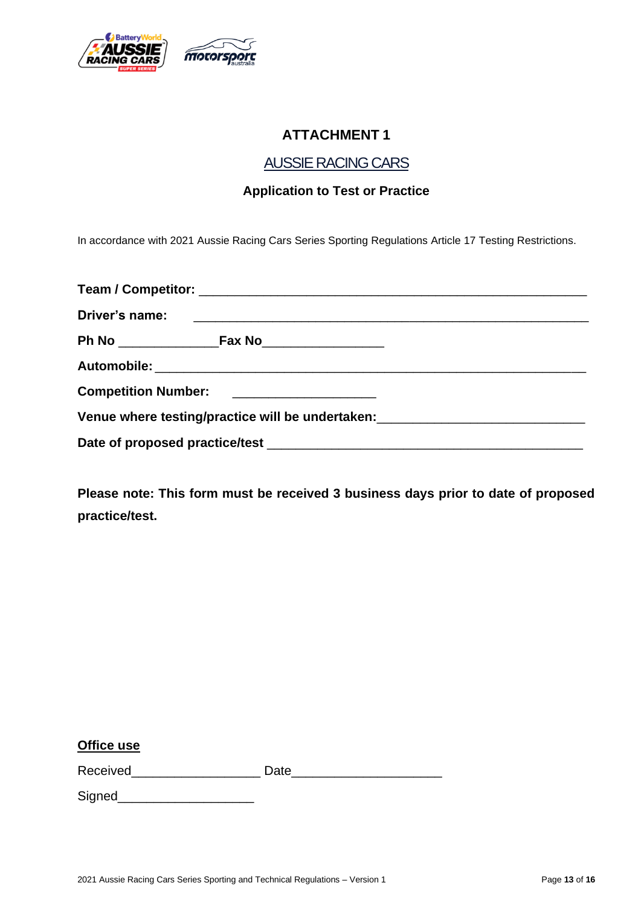# ATTACHMENT 1

## AUSSIE RACING CARS

### Application to Test or Practice

In accordance with 2021 Aussie Racing Cars Series Sporting Regulations Article 17 Testing Restrictions.

**Team / Competitor:** ________________________________________________

**Driver's name:** ________________________________________________

**Ph No** ______________ **Fax No** ________________

**Automobile:** ________________________________________________

**Competition Number:** ____________________

**Venue where testing/practice will be undertaken:** ____________________________

**Date of proposed practice/test** ____________________________________________

**Please note: This form must be received 3 business days prior to date of proposed practice/test.**

**Office use**

Received__________________ Date____________________

Signed___________________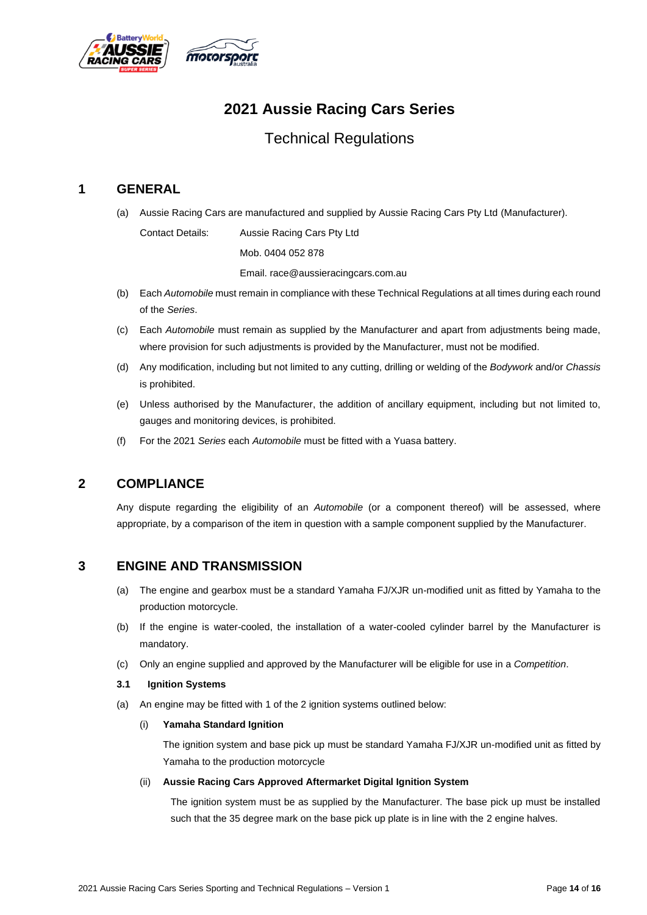# 2021 Aussie Racing Cars Series

## Technical Regulations

## 1 GENERAL

(a) Aussie Racing Cars are manufactured and supplied by Aussie Racing Cars Pty Ltd (Manufacturer).

Contact Details: Aussie Racing Cars Pty Ltd

Mob. 0404 052 878

Email. race@aussieracingcars.com.au

(b) Each *Automobile* must remain in compliance with these Technical Regulations at all times during each round of the *Series*.

(c) Each *Automobile* must remain as supplied by the Manufacturer and apart from adjustments being made, where provision for such adjustments is provided by the Manufacturer, must not be modified.

(d) Any modification, including but not limited to any cutting, drilling or welding of the *Bodywork* and/or *Chassis* is prohibited.

(e) Unless authorised by the Manufacturer, the addition of ancillary equipment, including but not limited to, gauges and monitoring devices, is prohibited.

(f) For the 2021 *Series* each *Automobile* must be fitted with a Yuasa battery.

## 2 COMPLIANCE

Any dispute regarding the eligibility of an *Automobile* (or a component thereof) will be assessed, where appropriate, by a comparison of the item in question with a sample component supplied by the Manufacturer.

## 3 ENGINE AND TRANSMISSION

(a) The engine and gearbox must be a standard Yamaha FJ/XJR un-modified unit as fitted by Yamaha to the production motorcycle.

(b) If the engine is water-cooled, the installation of a water-cooled cylinder barrel by the Manufacturer is mandatory.

(c) Only an engine supplied and approved by the Manufacturer will be eligible for use in a *Competition*.

### 3.1 Ignition Systems

(a) An engine may be fitted with 1 of the 2 ignition systems outlined below:

(i) **Yamaha Standard Ignition**

The ignition system and base pick up must be standard Yamaha FJ/XJR un-modified unit as fitted by Yamaha to the production motorcycle

(ii) **Aussie Racing Cars Approved Aftermarket Digital Ignition System**

The ignition system must be as supplied by the Manufacturer. The base pick up must be installed such that the 35 degree mark on the base pick up plate is in line with the 2 engine halves.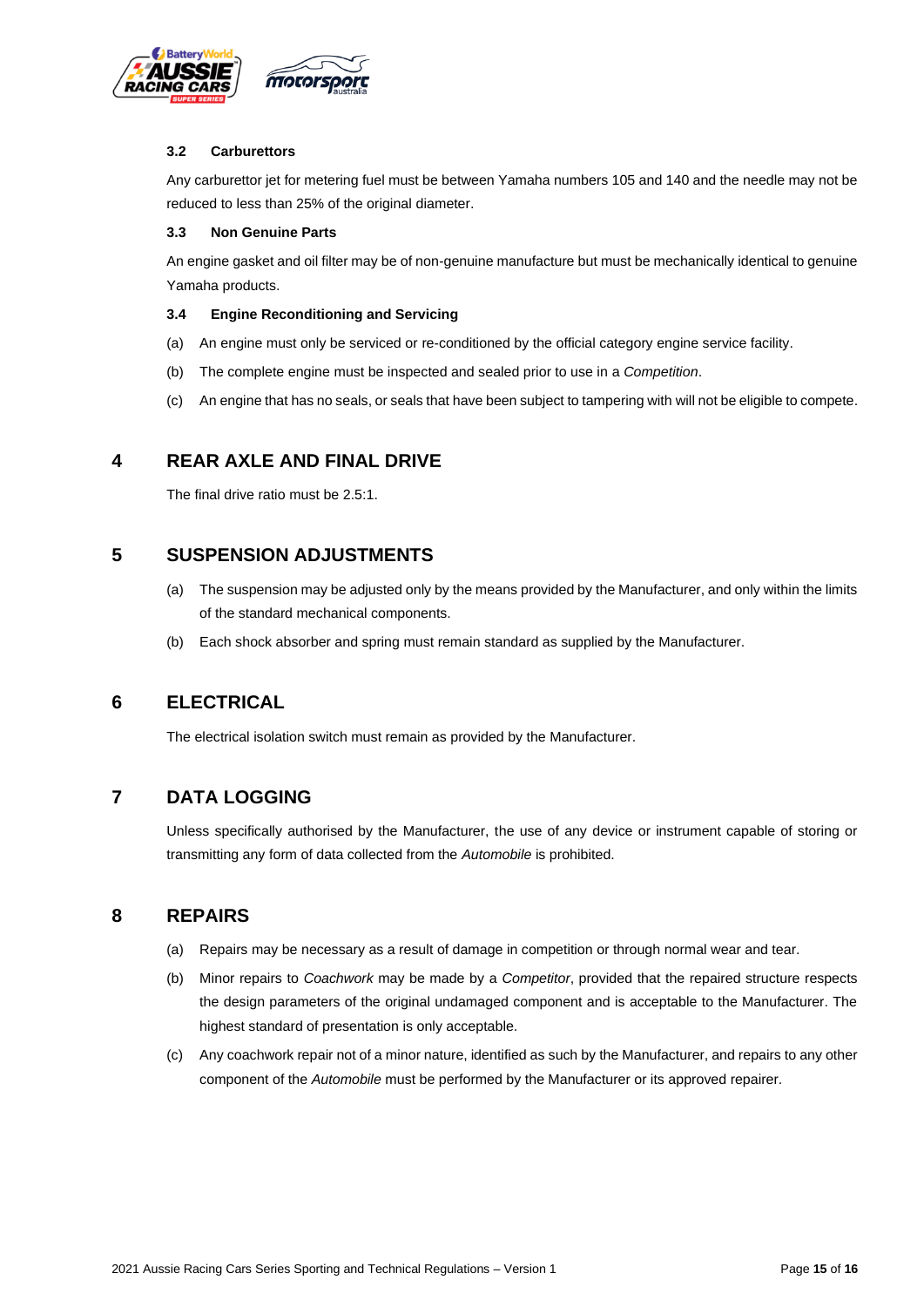### 3.2 Carburettors

Any carburettor jet for metering fuel must be between Yamaha numbers 105 and 140 and the needle may not be reduced to less than 25% of the original diameter.

### 3.3 Non Genuine Parts

An engine gasket and oil filter may be of non-genuine manufacture but must be mechanically identical to genuine Yamaha products.

### 3.4 Engine Reconditioning and Servicing

(a) An engine must only be serviced or re-conditioned by the official category engine service facility.

(b) The complete engine must be inspected and sealed prior to use in a *Competition*.

(c) An engine that has no seals, or seals that have been subject to tampering with will not be eligible to compete.

## 4 REAR AXLE AND FINAL DRIVE

The final drive ratio must be 2.5:1.

## 5 SUSPENSION ADJUSTMENTS

(a) The suspension may be adjusted only by the means provided by the Manufacturer, and only within the limits of the standard mechanical components.

(b) Each shock absorber and spring must remain standard as supplied by the Manufacturer.

## 6 ELECTRICAL

The electrical isolation switch must remain as provided by the Manufacturer.

## 7 DATA LOGGING

Unless specifically authorised by the Manufacturer, the use of any device or instrument capable of storing or transmitting any form of data collected from the *Automobile* is prohibited.

## 8 REPAIRS

(a) Repairs may be necessary as a result of damage in competition or through normal wear and tear.

(b) Minor repairs to *Coachwork* may be made by a *Competitor*, provided that the repaired structure respects the design parameters of the original undamaged component and is acceptable to the Manufacturer. The highest standard of presentation is only acceptable.

(c) Any coachwork repair not of a minor nature, identified as such by the Manufacturer, and repairs to any other component of the *Automobile* must be performed by the Manufacturer or its approved repairer.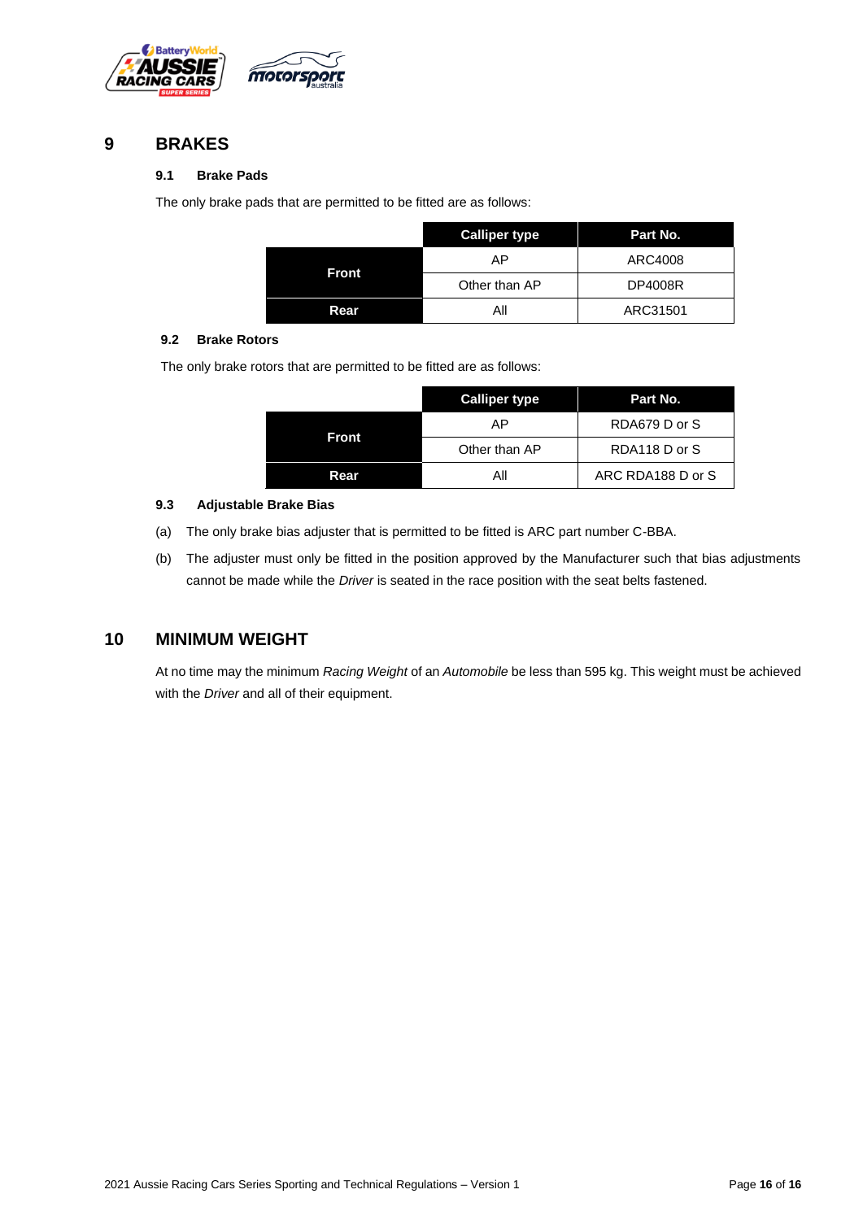# 9 BRAKES

## 9.1 Brake Pads

The only brake pads that are permitted to be fitted are as follows:

| | Calliper type | Part No. |
|---|---|---|
| **Front** | AP | ARC4008 |
| | Other than AP | DP4008R |
| **Rear** | All | ARC31501 |

## 9.2 Brake Rotors

The only brake rotors that are permitted to be fitted are as follows:

| | Calliper type | Part No. |
|---|---|---|
| **Front** | AP | RDA679 D or S |
| | Other than AP | RDA118 D or S |
| **Rear** | All | ARC RDA188 D or S |

## 9.3 Adjustable Brake Bias

(a) The only brake bias adjuster that is permitted to be fitted is ARC part number C-BBA.

(b) The adjuster must only be fitted in the position approved by the Manufacturer such that bias adjustments cannot be made while the *Driver* is seated in the race position with the seat belts fastened.

# 10 MINIMUM WEIGHT

At no time may the minimum *Racing Weight* of an *Automobile* be less than 595 kg. This weight must be achieved with the *Driver* and all of their equipment.